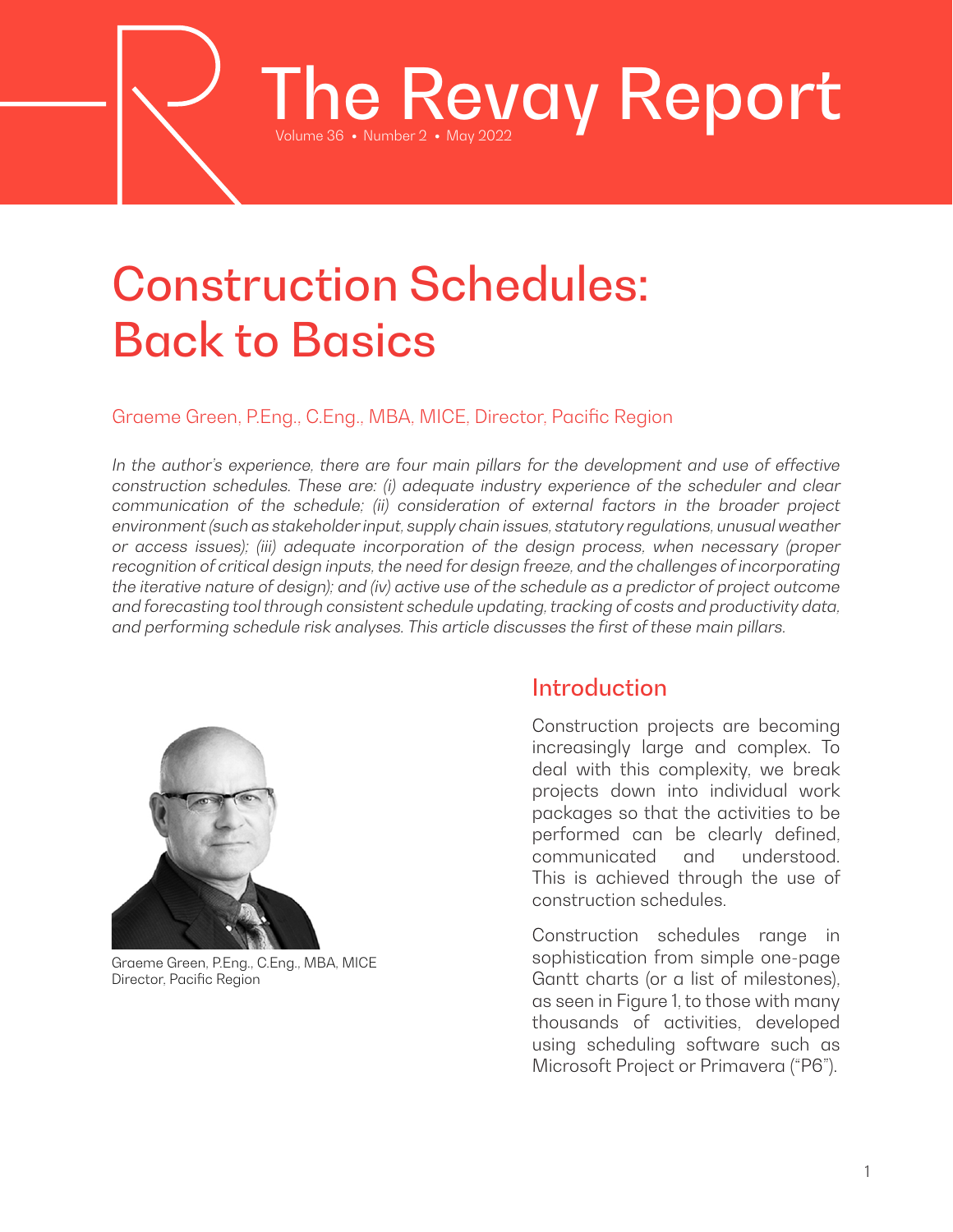# The Revay Report

Volume 36 • Number 2 • May 2022

# Construction Schedules: Back to Basics

Graeme Green, P.Eng., C.Eng., MBA, MICE, Director, Pacific Region

*In the author's experience, there are four main pillars for the development and use of effective construction schedules. These are: (i) adequate industry experience of the scheduler and clear communication of the schedule; (ii) consideration of external factors in the broader project environment (such as stakeholder input, supply chain issues, statutory regulations, unusual weather or access issues); (iii) adequate incorporation of the design process, when necessary (proper recognition of critical design inputs, the need for design freeze, and the challenges of incorporating the iterative nature of design); and (iv) active use of the schedule as a predictor of project outcome and forecasting tool through consistent schedule updating, tracking of costs and productivity data, and performing schedule risk analyses. This article discusses the first of these main pillars.*

Graeme Green, P.Eng., C.Eng., MBA, MICE
Director, Pacific Region

## Introduction

Construction projects are becoming increasingly large and complex. To deal with this complexity, we break projects down into individual work packages so that the activities to be performed can be clearly defined, communicated and understood. This is achieved through the use of construction schedules.

Construction schedules range in sophistication from simple one-page Gantt charts (or a list of milestones), as seen in Figure 1, to those with many thousands of activities, developed using scheduling software such as Microsoft Project or Primavera ("P6").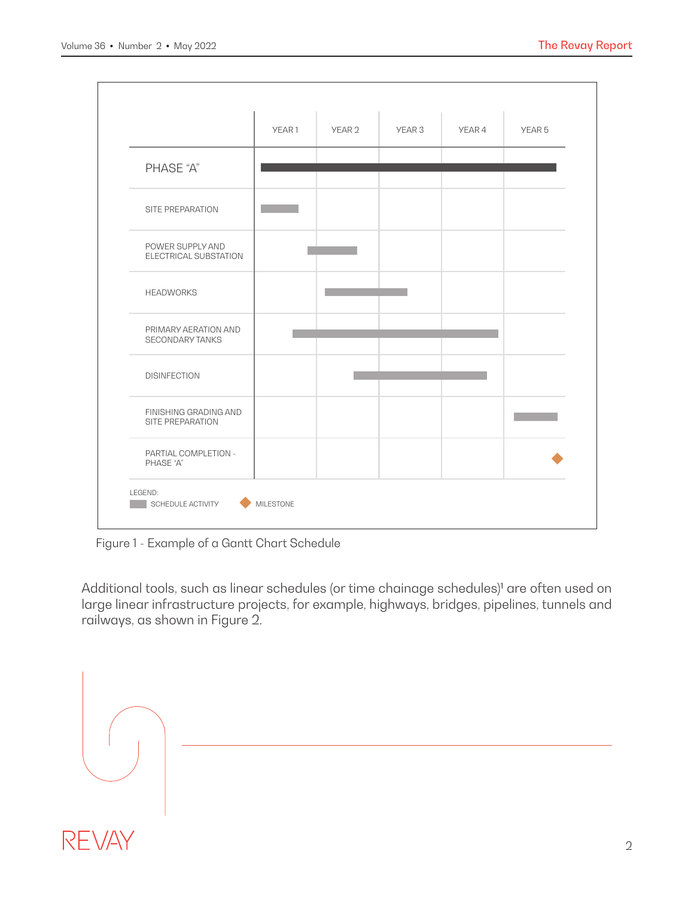|  | YEAR 1 | YEAR 2 | YEAR 3 | YEAR 4 | YEAR 5 |
|---|---|---|---|---|---|
| PHASE "A" | | | | | |
| SITE PREPARATION | | | | | |
| POWER SUPPLY AND ELECTRICAL SUBSTATION | | | | | |
| HEADWORKS | | | | | |
| PRIMARY AERATION AND SECONDARY TANKS | | | | | |
| DISINFECTION | | | | | |
| FINISHING GRADING AND SITE PREPARATION | | | | | |
| PARTIAL COMPLETION - PHASE "A" | | | | | |

LEGEND: SCHEDULE ACTIVITY MILESTONE

Figure 1 - Example of a Gantt Chart Schedule

Additional tools, such as linear schedules (or time chainage schedules)[1] are often used on large linear infrastructure projects, for example, highways, bridges, pipelines, tunnels and railways, as shown in Figure 2.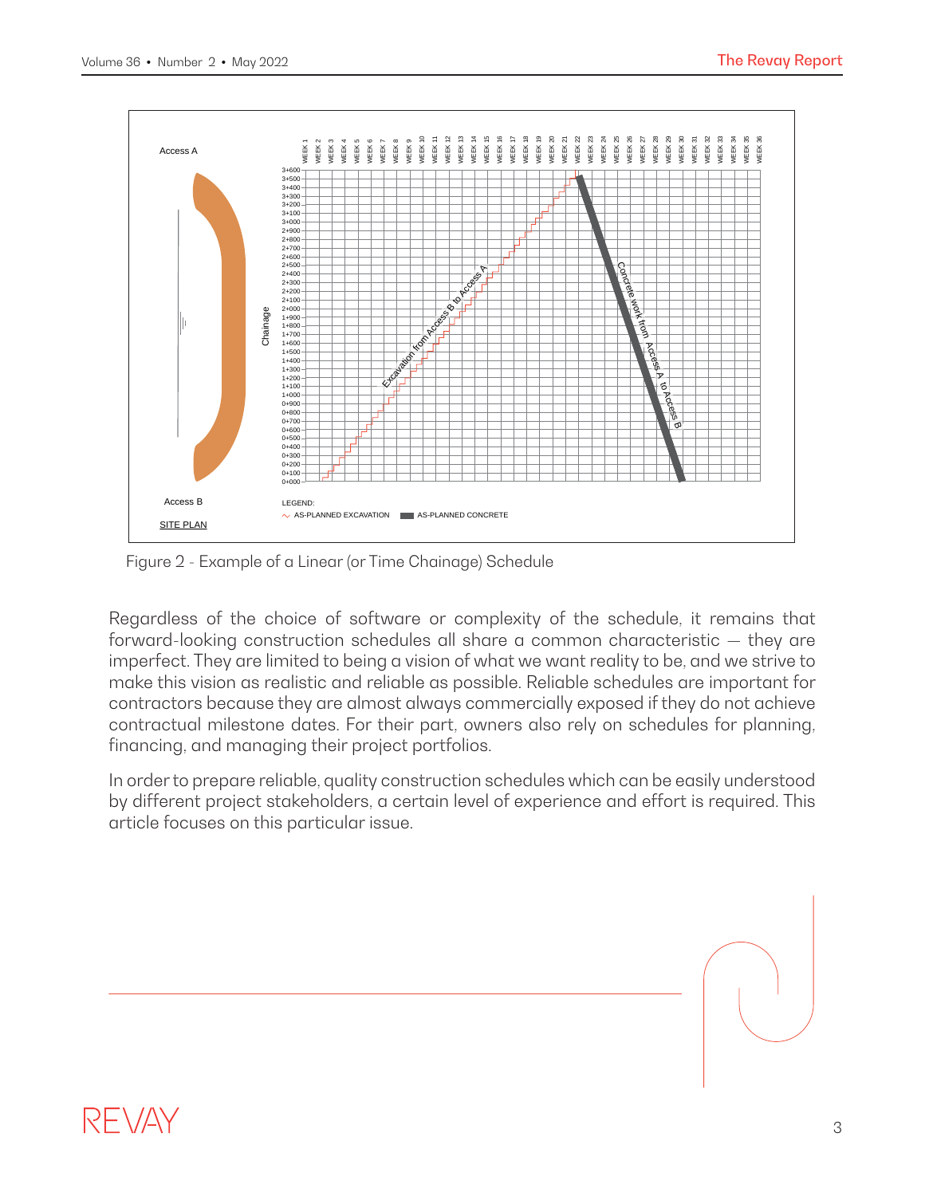Figure 2 - Example of a Linear (or Time Chainage) Schedule

Regardless of the choice of software or complexity of the schedule, it remains that forward-looking construction schedules all share a common characteristic — they are imperfect. They are limited to being a vision of what we want reality to be, and we strive to make this vision as realistic and reliable as possible. Reliable schedules are important for contractors because they are almost always commercially exposed if they do not achieve contractual milestone dates. For their part, owners also rely on schedules for planning, financing, and managing their project portfolios.

In order to prepare reliable, quality construction schedules which can be easily understood by different project stakeholders, a certain level of experience and effort is required. This article focuses on this particular issue.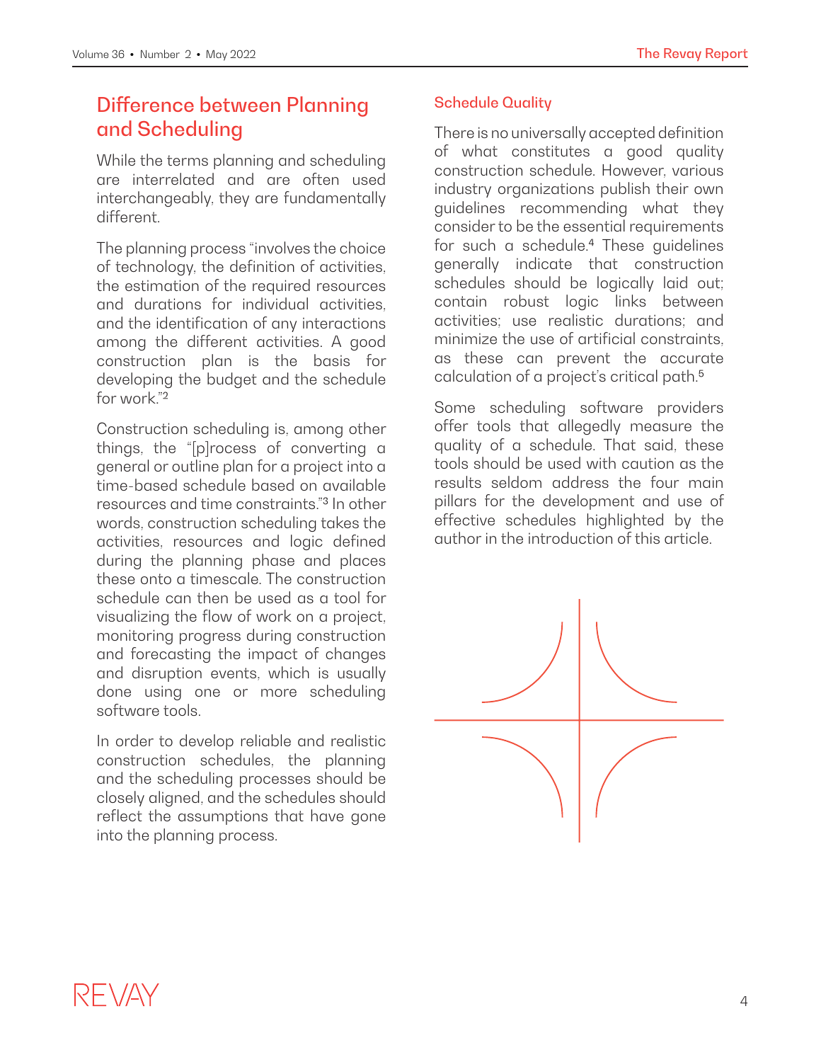## Difference between Planning and Scheduling

While the terms planning and scheduling are interrelated and are often used interchangeably, they are fundamentally different.

The planning process "involves the choice of technology, the definition of activities, the estimation of the required resources and durations for individual activities, and the identification of any interactions among the different activities. A good construction plan is the basis for developing the budget and the schedule for work."[2]

Construction scheduling is, among other things, the "[p]rocess of converting a general or outline plan for a project into a time-based schedule based on available resources and time constraints."[3] In other words, construction scheduling takes the activities, resources and logic defined during the planning phase and places these onto a timescale. The construction schedule can then be used as a tool for visualizing the flow of work on a project, monitoring progress during construction and forecasting the impact of changes and disruption events, which is usually done using one or more scheduling software tools.

In order to develop reliable and realistic construction schedules, the planning and the scheduling processes should be closely aligned, and the schedules should reflect the assumptions that have gone into the planning process.

### Schedule Quality

There is no universally accepted definition of what constitutes a good quality construction schedule. However, various industry organizations publish their own guidelines recommending what they consider to be the essential requirements for such a schedule.[4] These guidelines generally indicate that construction schedules should be logically laid out; contain robust logic links between activities; use realistic durations; and minimize the use of artificial constraints, as these can prevent the accurate calculation of a project's critical path.[5]

Some scheduling software providers offer tools that allegedly measure the quality of a schedule. That said, these tools should be used with caution as the results seldom address the four main pillars for the development and use of effective schedules highlighted by the author in the introduction of this article.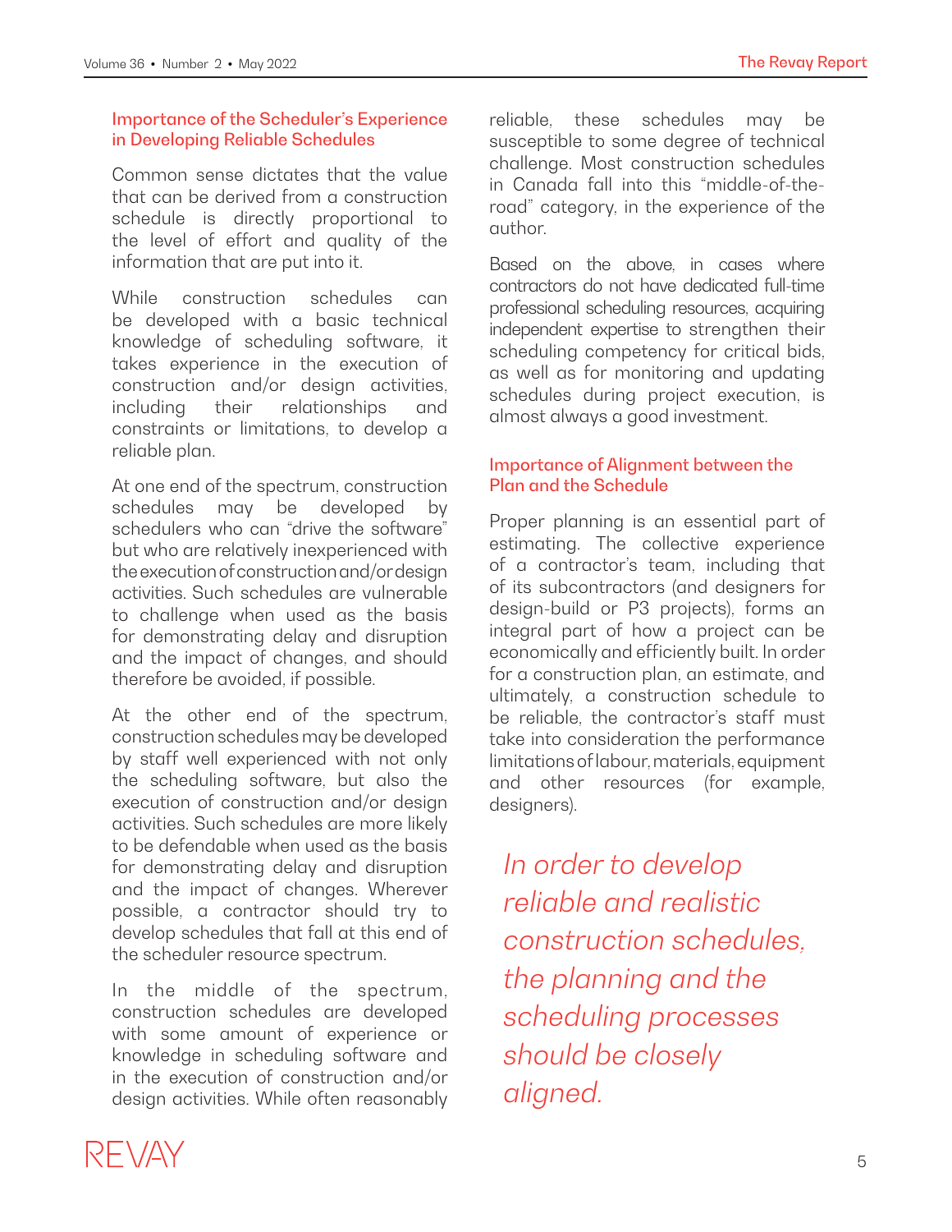## Importance of the Scheduler's Experience in Developing Reliable Schedules

Common sense dictates that the value that can be derived from a construction schedule is directly proportional to the level of effort and quality of the information that are put into it.

While construction schedules can be developed with a basic technical knowledge of scheduling software, it takes experience in the execution of construction and/or design activities, including their relationships and constraints or limitations, to develop a reliable plan.

At one end of the spectrum, construction schedules may be developed by schedulers who can "drive the software" but who are relatively inexperienced with the execution of construction and/or design activities. Such schedules are vulnerable to challenge when used as the basis for demonstrating delay and disruption and the impact of changes, and should therefore be avoided, if possible.

At the other end of the spectrum, construction schedules may be developed by staff well experienced with not only the scheduling software, but also the execution of construction and/or design activities. Such schedules are more likely to be defendable when used as the basis for demonstrating delay and disruption and the impact of changes. Wherever possible, a contractor should try to develop schedules that fall at this end of the scheduler resource spectrum.

In the middle of the spectrum, construction schedules are developed with some amount of experience or knowledge in scheduling software and in the execution of construction and/or design activities. While often reasonably reliable, these schedules may be susceptible to some degree of technical challenge. Most construction schedules in Canada fall into this "middle-of-the-road" category, in the experience of the author.

Based on the above, in cases where contractors do not have dedicated full-time professional scheduling resources, acquiring independent expertise to strengthen their scheduling competency for critical bids, as well as for monitoring and updating schedules during project execution, is almost always a good investment.

## Importance of Alignment between the Plan and the Schedule

Proper planning is an essential part of estimating. The collective experience of a contractor's team, including that of its subcontractors (and designers for design-build or P3 projects), forms an integral part of how a project can be economically and efficiently built. In order for a construction plan, an estimate, and ultimately, a construction schedule to be reliable, the contractor's staff must take into consideration the performance limitations of labour, materials, equipment and other resources (for example, designers).

*In order to develop reliable and realistic construction schedules, the planning and the scheduling processes should be closely aligned.*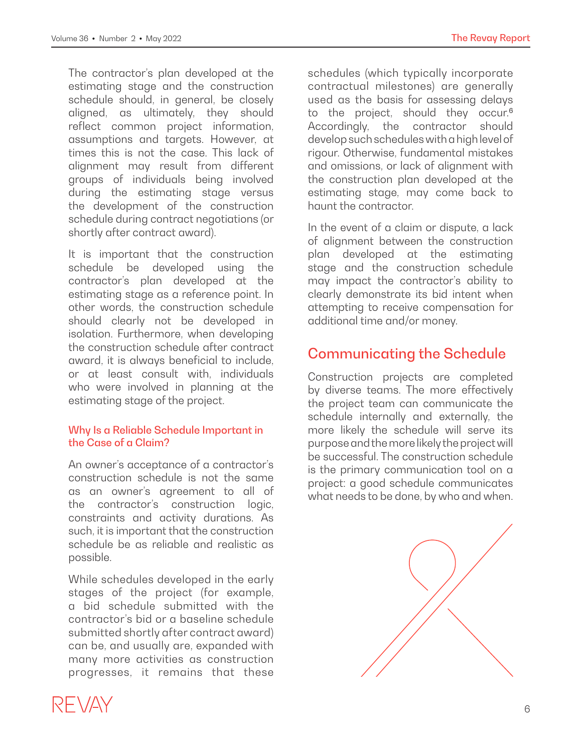The contractor's plan developed at the estimating stage and the construction schedule should, in general, be closely aligned, as ultimately, they should reflect common project information, assumptions and targets. However, at times this is not the case. This lack of alignment may result from different groups of individuals being involved during the estimating stage versus the development of the construction schedule during contract negotiations (or shortly after contract award).

It is important that the construction schedule be developed using the contractor's plan developed at the estimating stage as a reference point. In other words, the construction schedule should clearly not be developed in isolation. Furthermore, when developing the construction schedule after contract award, it is always beneficial to include, or at least consult with, individuals who were involved in planning at the estimating stage of the project.

### Why Is a Reliable Schedule Important in the Case of a Claim?

An owner's acceptance of a contractor's construction schedule is not the same as an owner's agreement to all of the contractor's construction logic, constraints and activity durations. As such, it is important that the construction schedule be as reliable and realistic as possible.

While schedules developed in the early stages of the project (for example, a bid schedule submitted with the contractor's bid or a baseline schedule submitted shortly after contract award) can be, and usually are, expanded with many more activities as construction progresses, it remains that these schedules (which typically incorporate contractual milestones) are generally used as the basis for assessing delays to the project, should they occur.[6] Accordingly, the contractor should develop such schedules with a high level of rigour. Otherwise, fundamental mistakes and omissions, or lack of alignment with the construction plan developed at the estimating stage, may come back to haunt the contractor.

In the event of a claim or dispute, a lack of alignment between the construction plan developed at the estimating stage and the construction schedule may impact the contractor's ability to clearly demonstrate its bid intent when attempting to receive compensation for additional time and/or money.

## Communicating the Schedule

Construction projects are completed by diverse teams. The more effectively the project team can communicate the schedule internally and externally, the more likely the schedule will serve its purpose and the more likely the project will be successful. The construction schedule is the primary communication tool on a project: a good schedule communicates what needs to be done, by who and when.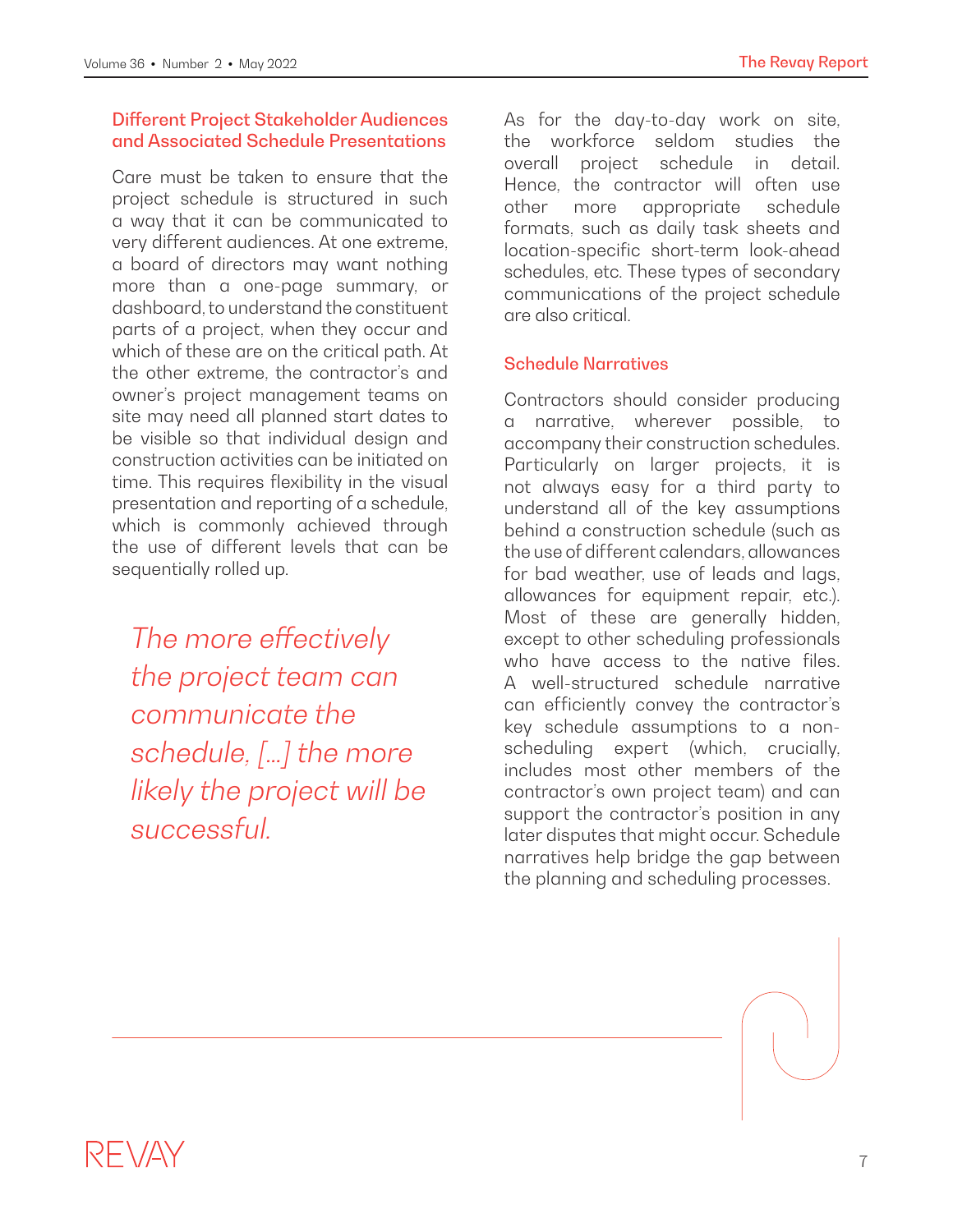### Different Project Stakeholder Audiences and Associated Schedule Presentations

Care must be taken to ensure that the project schedule is structured in such a way that it can be communicated to very different audiences. At one extreme, a board of directors may want nothing more than a one-page summary, or dashboard, to understand the constituent parts of a project, when they occur and which of these are on the critical path. At the other extreme, the contractor's and owner's project management teams on site may need all planned start dates to be visible so that individual design and construction activities can be initiated on time. This requires flexibility in the visual presentation and reporting of a schedule, which is commonly achieved through the use of different levels that can be sequentially rolled up.

*The more effectively the project team can communicate the schedule, […] the more likely the project will be successful.*

As for the day-to-day work on site, the workforce seldom studies the overall project schedule in detail. Hence, the contractor will often use other more appropriate schedule formats, such as daily task sheets and location-specific short-term look-ahead schedules, etc. These types of secondary communications of the project schedule are also critical.

### Schedule Narratives

Contractors should consider producing a narrative, wherever possible, to accompany their construction schedules. Particularly on larger projects, it is not always easy for a third party to understand all of the key assumptions behind a construction schedule (such as the use of different calendars, allowances for bad weather, use of leads and lags, allowances for equipment repair, etc.). Most of these are generally hidden, except to other scheduling professionals who have access to the native files. A well-structured schedule narrative can efficiently convey the contractor's key schedule assumptions to a non-scheduling expert (which, crucially, includes most other members of the contractor's own project team) and can support the contractor's position in any later disputes that might occur. Schedule narratives help bridge the gap between the planning and scheduling processes.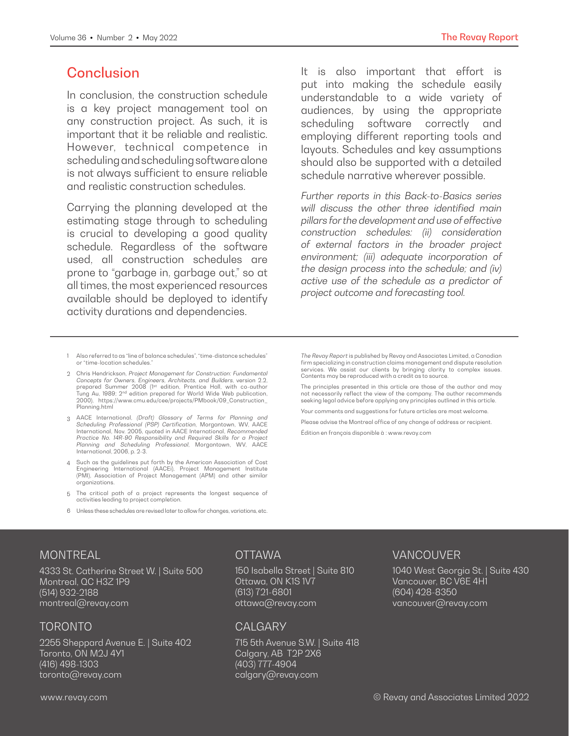## Conclusion

In conclusion, the construction schedule is a key project management tool on any construction project. As such, it is important that it be reliable and realistic. However, technical competence in scheduling and scheduling software alone is not always sufficient to ensure reliable and realistic construction schedules.

Carrying the planning developed at the estimating stage through to scheduling is crucial to developing a good quality schedule. Regardless of the software used, all construction schedules are prone to "garbage in, garbage out," so at all times, the most experienced resources available should be deployed to identify activity durations and dependencies.

It is also important that effort is put into making the schedule easily understandable to a wide variety of audiences, by using the appropriate scheduling software correctly and employing different reporting tools and layouts. Schedules and key assumptions should also be supported with a detailed schedule narrative wherever possible.

*Further reports in this Back-to-Basics series will discuss the other three identified main pillars for the development and use of effective construction schedules: (ii) consideration of external factors in the broader project environment; (iii) adequate incorporation of the design process into the schedule; and (iv) active use of the schedule as a predictor of project outcome and forecasting tool.*

---

1. Also referred to as "line of balance schedules", "time-distance schedules" or "time-location schedules."
2. Chris Hendrickson, *Project Management for Construction: Fundamental Concepts for Owners, Engineers, Architects, and Builders*, version 2.2, prepared Summer 2008 (1st edition, Prentice Hall, with co-author Tung Au, 1989; 2nd edition prepared for World Wide Web publication, 2000), https://www.cmu.edu/cee/projects/PMbook/09_Construction_Planning.html
3. AACE International, *(Draft) Glossary of Terms for Planning and Scheduling Professional (PSP) Certification*, Morgantown, WV. AACE International, Nov. 2005, quoted in AACE International, *Recommended Practice No. 14R-90 Responsibility and Required Skills for a Project Planning and Scheduling Professional*, Morgantown, WV. AACE International, 2006, p. 2-3.
4. Such as the guidelines put forth by the American Association of Cost Engineering International (AACEi), Project Management Institute (PMI), Association of Project Management (APM) and other similar organizations.
5. The critical path of a project represents the longest sequence of activities leading to project completion.
6. Unless these schedules are revised later to allow for changes, variations, etc.

*The Revay Report* is published by Revay and Associates Limited, a Canadian firm specializing in construction claims management and dispute resolution services. We assist our clients by bringing clarity to complex issues. Contents may be reproduced with a credit as to source.

The principles presented in this article are those of the author and may not necessarily reflect the view of the company. The author recommends seeking legal advice before applying any principles outlined in this article.

Your comments and suggestions for future articles are most welcome.

Please advise the Montreal office of any change of address or recipient.

Édition en français disponible à : www.revay.com

### MONTREAL

4333 St. Catherine Street W. | Suite 500
Montreal, QC H3Z 1P9
(514) 932-2188
montreal@revay.com

### TORONTO

2255 Sheppard Avenue E. | Suite 402
Toronto, ON M2J 4Y1
(416) 498-1303
toronto@revay.com

### OTTAWA

150 Isabella Street | Suite 810
Ottawa, ON K1S 1V7
(613) 721-6801
ottawa@revay.com

### CALGARY

715 5th Avenue S.W. | Suite 418
Calgary, AB T2P 2X6
(403) 777-4904
calgary@revay.com

### VANCOUVER

1040 West Georgia St. | Suite 430
Vancouver, BC V6E 4H1
(604) 428-8350
vancouver@revay.com

www.revay.com

© Revay and Associates Limited 2022